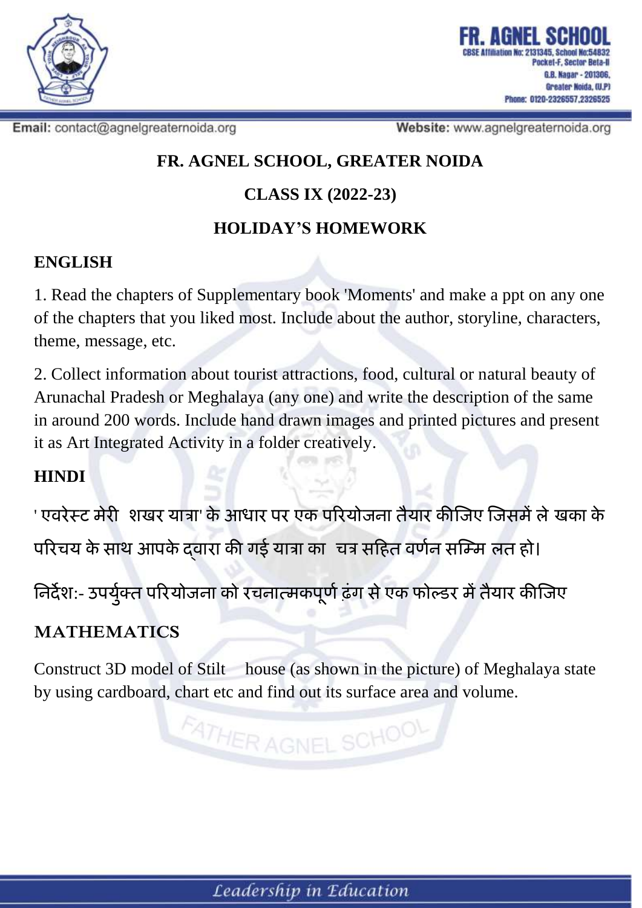# FR. AGNEL SCHOOL

CBSE Affiliation No: 2131345, School No:54832
Pocket-F, Sector Beta-II
G.B. Nagar - 201306,
Greater Noida, (U.P)
Phone: 0120-2326557,2326525

Email: contact@agnelgreaternoida.org
Website: www.agnelgreaternoida.org

## FR. AGNEL SCHOOL, GREATER NOIDA

## CLASS IX (2022-23)

## HOLIDAY'S HOMEWORK

### ENGLISH

1. Read the chapters of Supplementary book 'Moments' and make a ppt on any one of the chapters that you liked most. Include about the author, storyline, characters, theme, message, etc.

2. Collect information about tourist attractions, food, cultural or natural beauty of Arunachal Pradesh or Meghalaya (any one) and write the description of the same in around 200 words. Include hand drawn images and printed pictures and present it as Art Integrated Activity in a folder creatively.

### HINDI

' एवरेस्ट मेरी  शखर यात्रा' के आधार पर एक परियोजना तैयार कीजिए जिसमें ले खका के परिचय के साथ आपके द्वारा की गई यात्रा का  चत्र सहित वर्णन सम्मि लत हो।

निर्देश:- उपर्युक्त परियोजना को रचनात्मकपूर्ण ढंग से एक फोल्डर में तैयार कीजिए

### MATHEMATICS

Construct 3D model of Stilt house (as shown in the picture) of Meghalaya state by using cardboard, chart etc and find out its surface area and volume.

*Leadership in Education*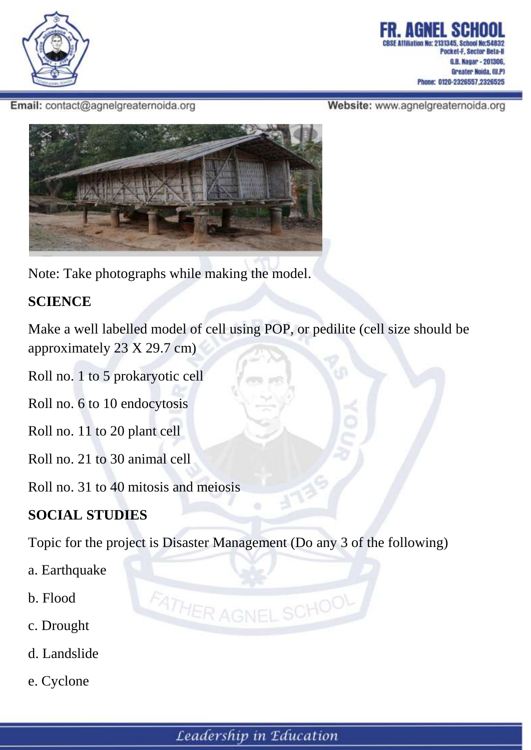Note: Take photographs while making the model.

**SCIENCE**

Make a well labelled model of cell using POP, or pedilite (cell size should be approximately 23 X 29.7 cm)

Roll no. 1 to 5 prokaryotic cell

Roll no. 6 to 10 endocytosis

Roll no. 11 to 20 plant cell

Roll no. 21 to 30 animal cell

Roll no. 31 to 40 mitosis and meiosis

**SOCIAL STUDIES**

Topic for the project is Disaster Management (Do any 3 of the following)

a. Earthquake

b. Flood

c. Drought

d. Landslide

e. Cyclone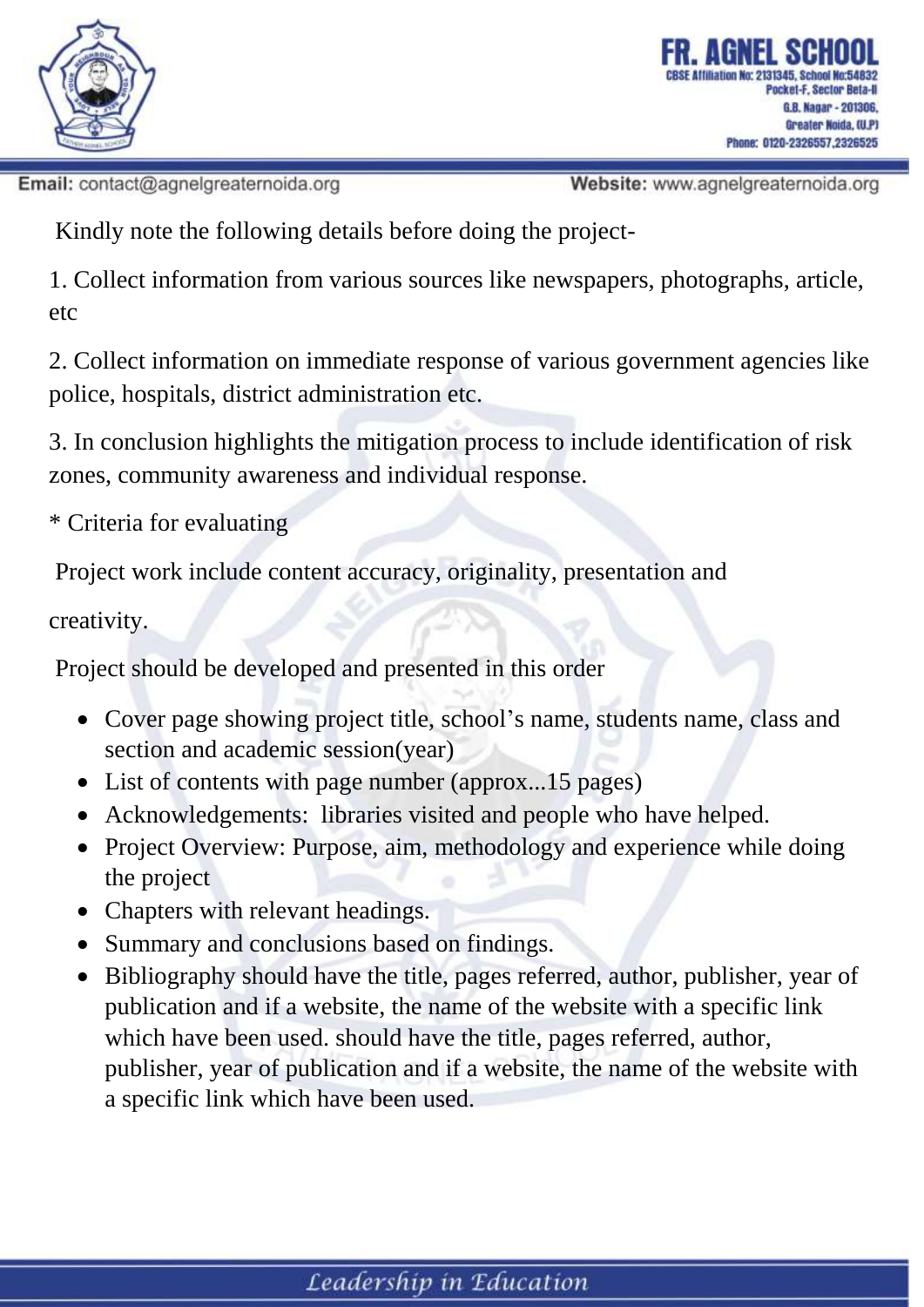Kindly note the following details before doing the project-

1. Collect information from various sources like newspapers, photographs, article, etc

2. Collect information on immediate response of various government agencies like police, hospitals, district administration etc.

3. In conclusion highlights the mitigation process to include identification of risk zones, community awareness and individual response.

* Criteria for evaluating

Project work include content accuracy, originality, presentation and

creativity.

Project should be developed and presented in this order

- Cover page showing project title, school's name, students name, class and section and academic session(year)
- List of contents with page number (approx...15 pages)
- Acknowledgements: libraries visited and people who have helped.
- Project Overview: Purpose, aim, methodology and experience while doing the project
- Chapters with relevant headings.
- Summary and conclusions based on findings.
- Bibliography should have the title, pages referred, author, publisher, year of publication and if a website, the name of the website with a specific link which have been used. should have the title, pages referred, author, publisher, year of publication and if a website, the name of the website with a specific link which have been used.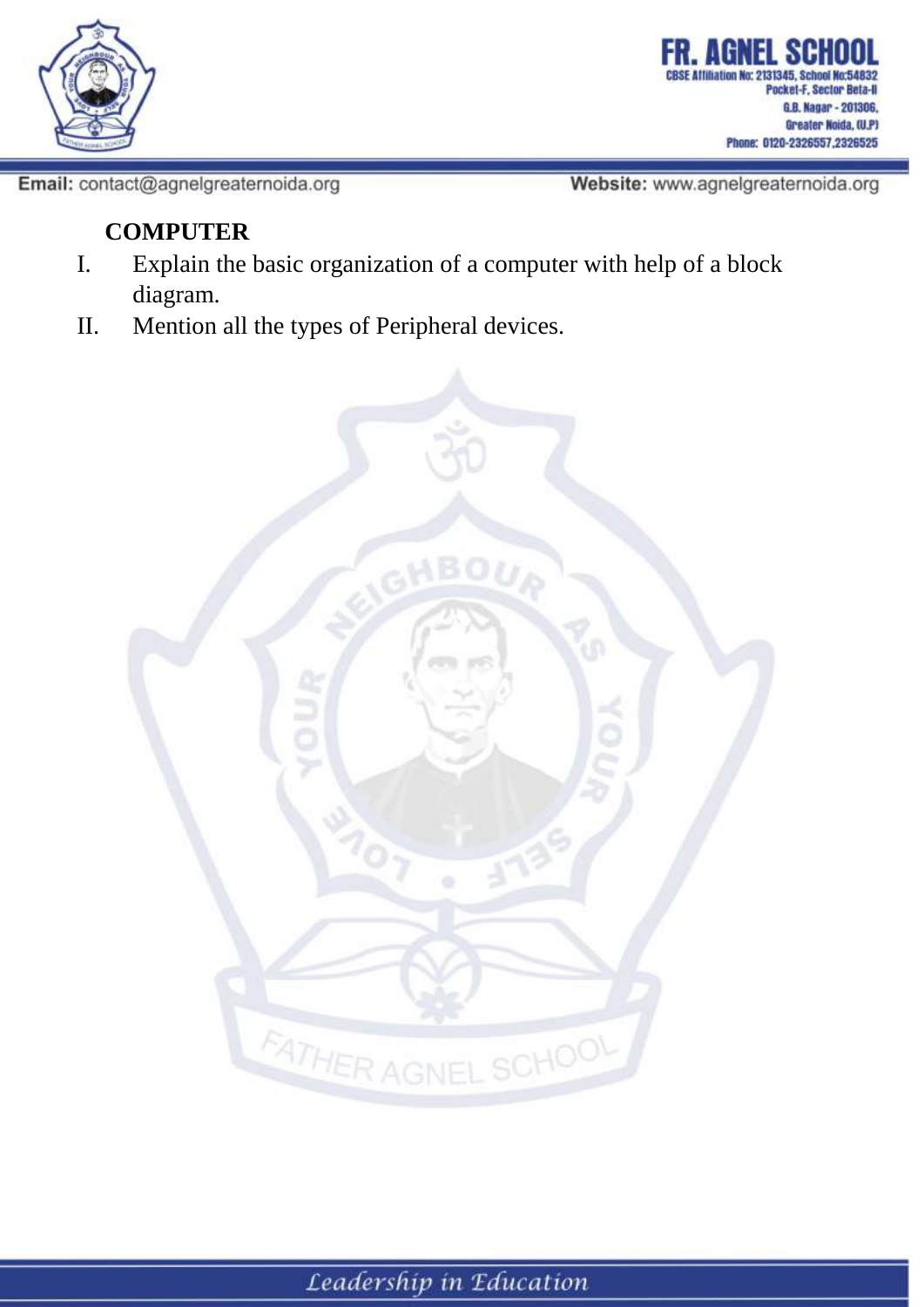## COMPUTER

I. Explain the basic organization of a computer with help of a block diagram.

II. Mention all the types of Peripheral devices.